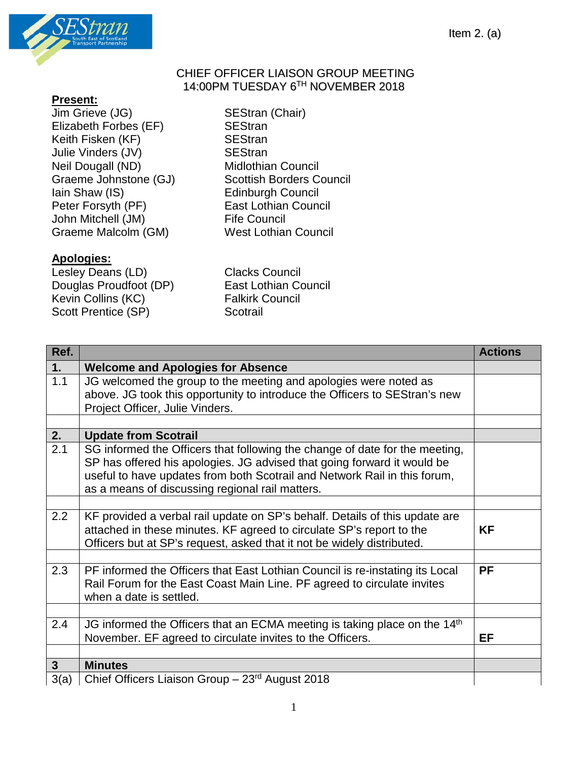Item 2. (a)

# CHIEF OFFICER LIAISON GROUP MEETING
## 14:00PM TUESDAY 6TH NOVEMBER 2018

**Present:**

| | |
|---|---|
| Jim Grieve (JG) | SEStran (Chair) |
| Elizabeth Forbes (EF) | SEStran |
| Keith Fisken (KF) | SEStran |
| Julie Vinders (JV) | SEStran |
| Neil Dougall (ND) | Midlothian Council |
| Graeme Johnstone (GJ) | Scottish Borders Council |
| Iain Shaw (IS) | Edinburgh Council |
| Peter Forsyth (PF) | East Lothian Council |
| John Mitchell (JM) | Fife Council |
| Graeme Malcolm (GM) | West Lothian Council |

**Apologies:**

| | |
|---|---|
| Lesley Deans (LD) | Clacks Council |
| Douglas Proudfoot (DP) | East Lothian Council |
| Kevin Collins (KC) | Falkirk Council |
| Scott Prentice (SP) | Scotrail |

| Ref. | | Actions |
|---|---|---|
| **1.** | **Welcome and Apologies for Absence** | |
| 1.1 | JG welcomed the group to the meeting and apologies were noted as above. JG took this opportunity to introduce the Officers to SEStran's new Project Officer, Julie Vinders. | |
| | | |
| **2.** | **Update from Scotrail** | |
| 2.1 | SG informed the Officers that following the change of date for the meeting, SP has offered his apologies. JG advised that going forward it would be useful to have updates from both Scotrail and Network Rail in this forum, as a means of discussing regional rail matters. | |
| | | |
| 2.2 | KF provided a verbal rail update on SP's behalf. Details of this update are attached in these minutes. KF agreed to circulate SP's report to the Officers but at SP's request, asked that it not be widely distributed. | **KF** |
| | | |
| 2.3 | PF informed the Officers that East Lothian Council is re-instating its Local Rail Forum for the East Coast Main Line. PF agreed to circulate invites when a date is settled. | **PF** |
| | | |
| 2.4 | JG informed the Officers that an ECMA meeting is taking place on the 14th November. EF agreed to circulate invites to the Officers. | **EF** |
| | | |
| **3** | **Minutes** | |
| 3(a) | Chief Officers Liaison Group – 23rd August 2018 | |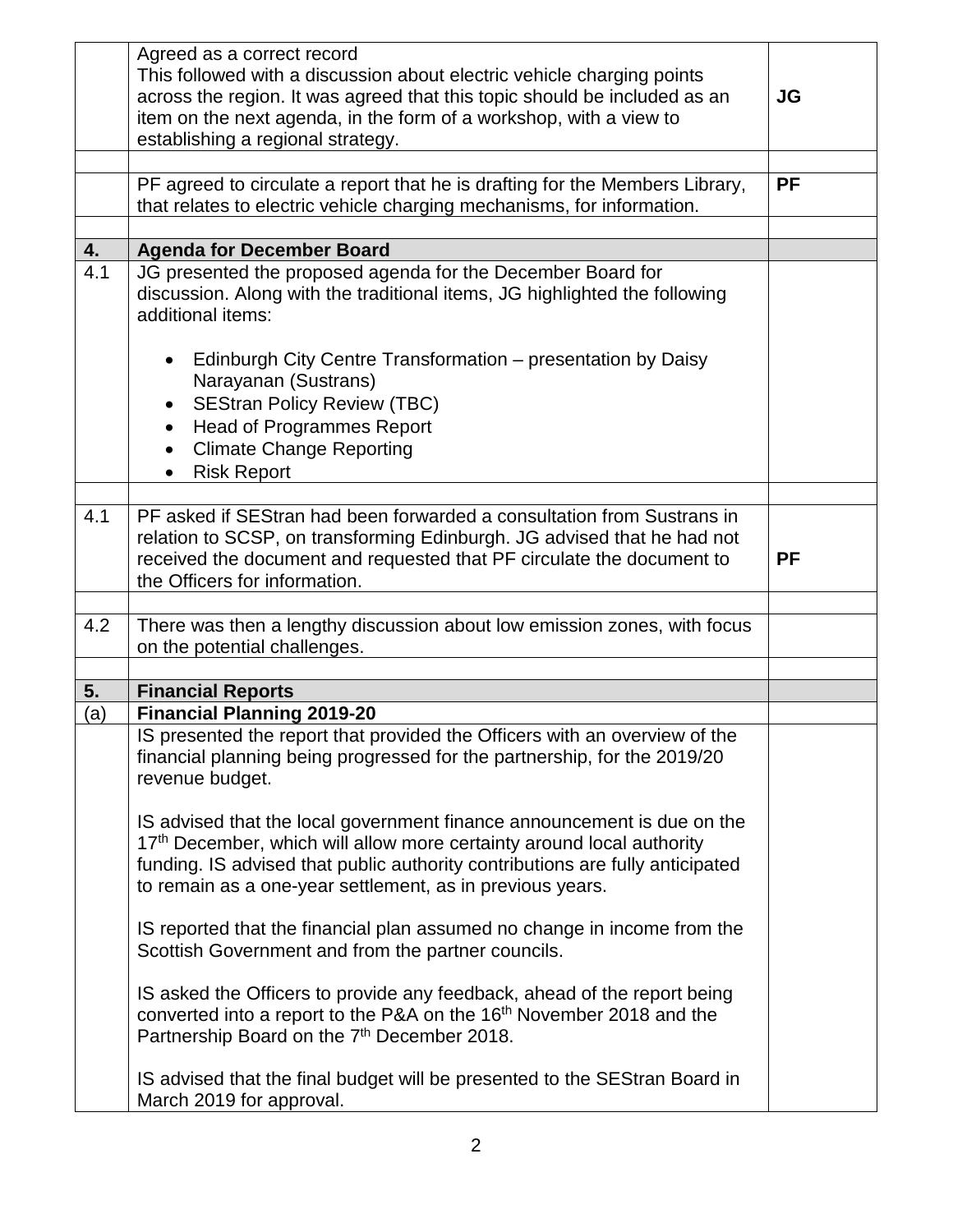| | | |
|---|---|---|
| | Agreed as a correct record<br>This followed with a discussion about electric vehicle charging points across the region. It was agreed that this topic should be included as an item on the next agenda, in the form of a workshop, with a view to establishing a regional strategy. | **JG** |
| | | |
| | PF agreed to circulate a report that he is drafting for the Members Library, that relates to electric vehicle charging mechanisms, for information. | **PF** |
| | | |
| **4.** | **Agenda for December Board** | |
| 4.1 | JG presented the proposed agenda for the December Board for discussion. Along with the traditional items, JG highlighted the following additional items:<br><br>• Edinburgh City Centre Transformation – presentation by Daisy Narayanan (Sustrans)<br>• SEStran Policy Review (TBC)<br>• Head of Programmes Report<br>• Climate Change Reporting<br>• Risk Report | |
| | | |
| 4.1 | PF asked if SEStran had been forwarded a consultation from Sustrans in relation to SCSP, on transforming Edinburgh. JG advised that he had not received the document and requested that PF circulate the document to the Officers for information. | **PF** |
| | | |
| 4.2 | There was then a lengthy discussion about low emission zones, with focus on the potential challenges. | |
| | | |
| **5.** | **Financial Reports** | |
| (a) | **Financial Planning 2019-20** | |
| | IS presented the report that provided the Officers with an overview of the financial planning being progressed for the partnership, for the 2019/20 revenue budget.<br><br>IS advised that the local government finance announcement is due on the 17th December, which will allow more certainty around local authority funding. IS advised that public authority contributions are fully anticipated to remain as a one-year settlement, as in previous years.<br><br>IS reported that the financial plan assumed no change in income from the Scottish Government and from the partner councils.<br><br>IS asked the Officers to provide any feedback, ahead of the report being converted into a report to the P&A on the 16th November 2018 and the Partnership Board on the 7th December 2018.<br><br>IS advised that the final budget will be presented to the SEStran Board in March 2019 for approval. | |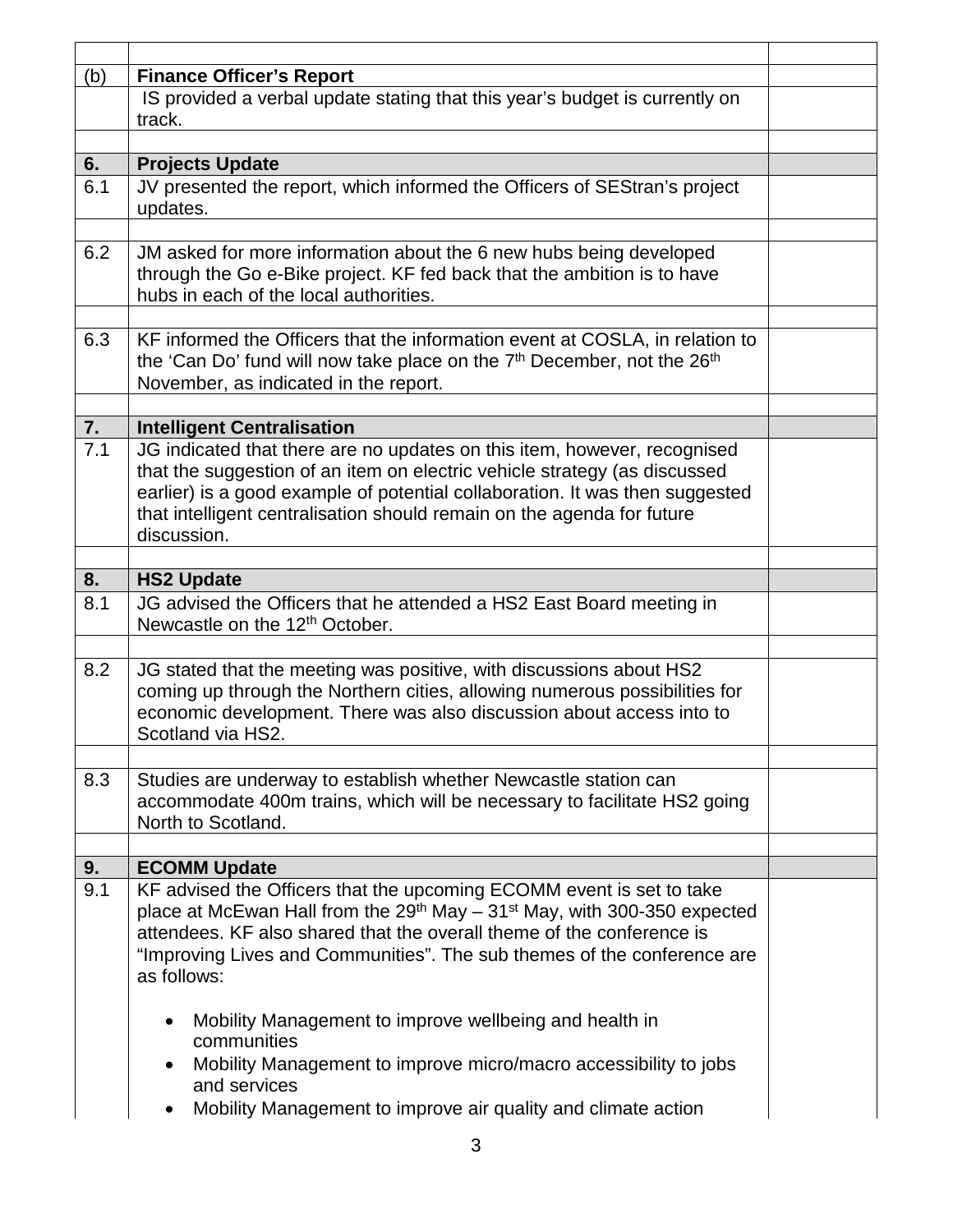| | | |
|---|---|---|
| (b) | **Finance Officer's Report** | |
| | IS provided a verbal update stating that this year's budget is currently on track. | |
| | | |
| **6.** | **Projects Update** | |
| 6.1 | JV presented the report, which informed the Officers of SEStran's project updates. | |
| | | |
| 6.2 | JM asked for more information about the 6 new hubs being developed through the Go e-Bike project. KF fed back that the ambition is to have hubs in each of the local authorities. | |
| | | |
| 6.3 | KF informed the Officers that the information event at COSLA, in relation to the 'Can Do' fund will now take place on the 7th December, not the 26th November, as indicated in the report. | |
| | | |
| **7.** | **Intelligent Centralisation** | |
| 7.1 | JG indicated that there are no updates on this item, however, recognised that the suggestion of an item on electric vehicle strategy (as discussed earlier) is a good example of potential collaboration. It was then suggested that intelligent centralisation should remain on the agenda for future discussion. | |
| | | |
| **8.** | **HS2 Update** | |
| 8.1 | JG advised the Officers that he attended a HS2 East Board meeting in Newcastle on the 12th October. | |
| | | |
| 8.2 | JG stated that the meeting was positive, with discussions about HS2 coming up through the Northern cities, allowing numerous possibilities for economic development. There was also discussion about access into to Scotland via HS2. | |
| | | |
| 8.3 | Studies are underway to establish whether Newcastle station can accommodate 400m trains, which will be necessary to facilitate HS2 going North to Scotland. | |
| | | |
| **9.** | **ECOMM Update** | |
| 9.1 | KF advised the Officers that the upcoming ECOMM event is set to take place at McEwan Hall from the 29th May – 31st May, with 300-350 expected attendees. KF also shared that the overall theme of the conference is "Improving Lives and Communities". The sub themes of the conference are as follows:<br><br>• Mobility Management to improve wellbeing and health in communities<br>• Mobility Management to improve micro/macro accessibility to jobs and services<br>• Mobility Management to improve air quality and climate action | |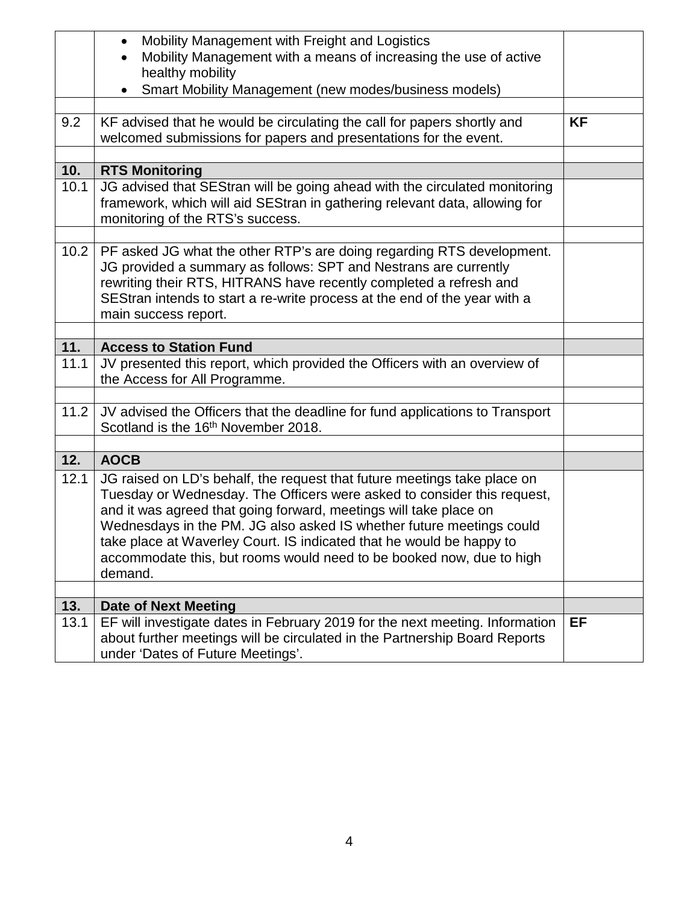| | | |
|---|---|---|
| | • Mobility Management with Freight and Logistics<br>• Mobility Management with a means of increasing the use of active healthy mobility<br>• Smart Mobility Management (new modes/business models) | |
| | | |
| 9.2 | KF advised that he would be circulating the call for papers shortly and welcomed submissions for papers and presentations for the event. | **KF** |
| | | |
| **10.** | **RTS Monitoring** | |
| 10.1 | JG advised that SEStran will be going ahead with the circulated monitoring framework, which will aid SEStran in gathering relevant data, allowing for monitoring of the RTS's success. | |
| | | |
| 10.2 | PF asked JG what the other RTP's are doing regarding RTS development. JG provided a summary as follows: SPT and Nestrans are currently rewriting their RTS, HITRANS have recently completed a refresh and SEStran intends to start a re-write process at the end of the year with a main success report. | |
| | | |
| **11.** | **Access to Station Fund** | |
| 11.1 | JV presented this report, which provided the Officers with an overview of the Access for All Programme. | |
| | | |
| 11.2 | JV advised the Officers that the deadline for fund applications to Transport Scotland is the 16th November 2018. | |
| | | |
| **12.** | **AOCB** | |
| 12.1 | JG raised on LD's behalf, the request that future meetings take place on Tuesday or Wednesday. The Officers were asked to consider this request, and it was agreed that going forward, meetings will take place on Wednesdays in the PM. JG also asked IS whether future meetings could take place at Waverley Court. IS indicated that he would be happy to accommodate this, but rooms would need to be booked now, due to high demand. | |
| | | |
| **13.** | **Date of Next Meeting** | |
| 13.1 | EF will investigate dates in February 2019 for the next meeting. Information about further meetings will be circulated in the Partnership Board Reports under 'Dates of Future Meetings'. | **EF** |